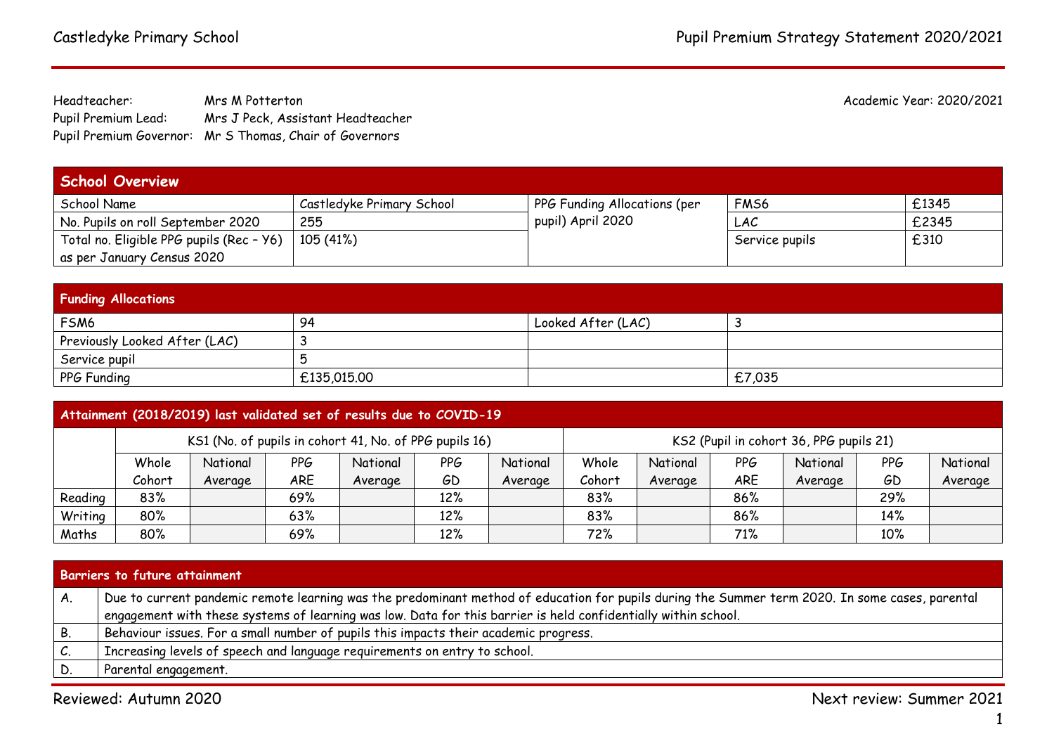Headteacher: Mrs M Potterton
Pupil Premium Lead: Mrs J Peck, Assistant Headteacher
Pupil Premium Governor: Mr S Thomas, Chair of Governors

Academic Year: 2020/2021

| School Overview | | | | |
|---|---|---|---|---|
| School Name | Castledyke Primary School | PPG Funding Allocations (per pupil) April 2020 | FMS6 | £1345 |
| No. Pupils on roll September 2020 | 255 | | LAC | £2345 |
| Total no. Eligible PPG pupils (Rec – Y6) as per January Census 2020 | 105 (41%) | | Service pupils | £310 |

| Funding Allocations | | | |
|---|---|---|---|
| FSM6 | 94 | Looked After (LAC) | 3 |
| Previously Looked After (LAC) | 3 | | |
| Service pupil | 5 | | |
| PPG Funding | £135,015.00 | | £7,035 |

| Attainment (2018/2019) last validated set of results due to COVID-19 | | | | | | | | | | | | |
|---|---|---|---|---|---|---|---|---|---|---|---|---|
| | KS1 (No. of pupils in cohort 41, No. of PPG pupils 16) | | | | | | KS2 (Pupil in cohort 36, PPG pupils 21) | | | | | |
| | Whole Cohort | National Average | PPG ARE | National Average | PPG GD | National Average | Whole Cohort | National Average | PPG ARE | National Average | PPG GD | National Average |
| Reading | 83% | | 69% | | 12% | | 83% | | 86% | | 29% | |
| Writing | 80% | | 63% | | 12% | | 83% | | 86% | | 14% | |
| Maths | 80% | | 69% | | 12% | | 72% | | 71% | | 10% | |

| Barriers to future attainment | |
|---|---|
| A. | Due to current pandemic remote learning was the predominant method of education for pupils during the Summer term 2020. In some cases, parental engagement with these systems of learning was low. Data for this barrier is held confidentially within school. |
| B. | Behaviour issues. For a small number of pupils this impacts their academic progress. |
| C. | Increasing levels of speech and language requirements on entry to school. |
| D. | Parental engagement. |

Reviewed: Autumn 2020

Next review: Summer 2021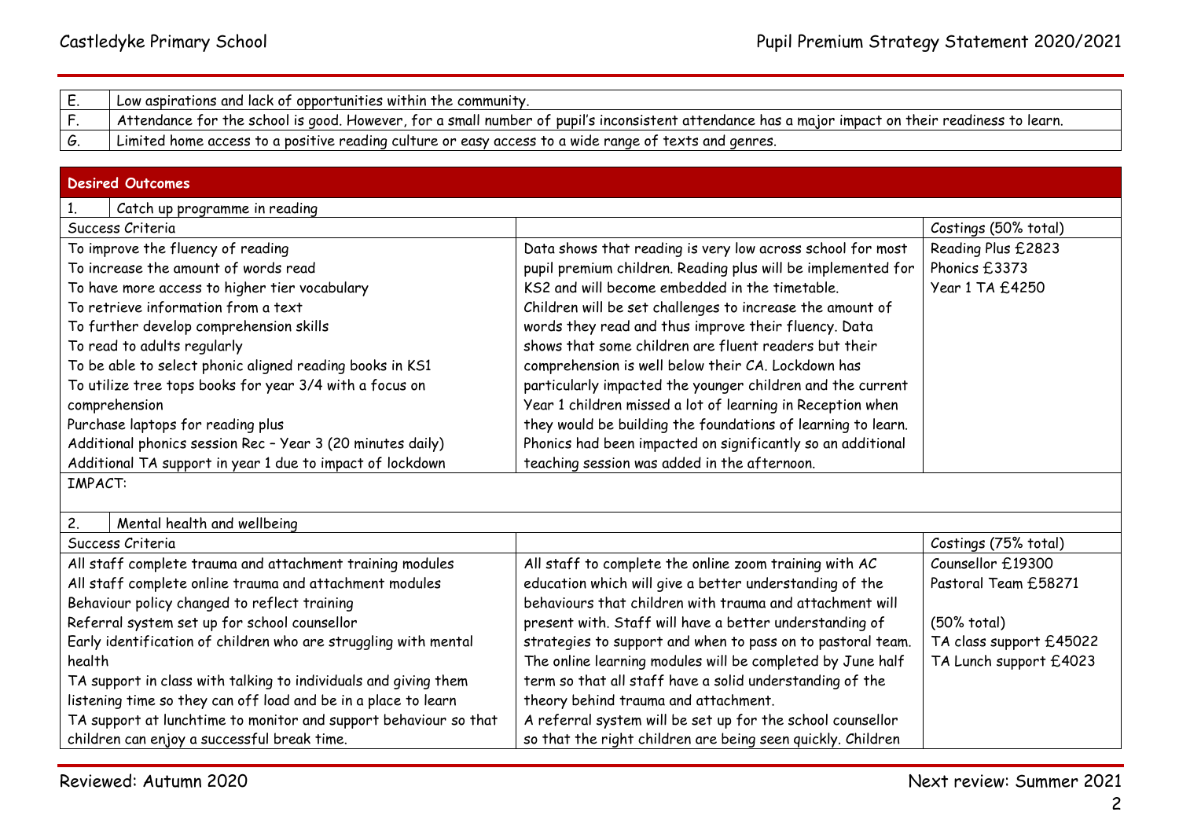| | |
|---|---|
| E. | Low aspirations and lack of opportunities within the community. |
| F. | Attendance for the school is good. However, for a small number of pupil's inconsistent attendance has a major impact on their readiness to learn. |
| G. | Limited home access to a positive reading culture or easy access to a wide range of texts and genres. |

## Desired Outcomes

**1. Catch up programme in reading**

| Success Criteria | | Costings (50% total) |
|---|---|---|
| To improve the fluency of reading<br>To increase the amount of words read<br>To have more access to higher tier vocabulary<br>To retrieve information from a text<br>To further develop comprehension skills<br>To read to adults regularly<br>To be able to select phonic aligned reading books in KS1<br>To utilize tree tops books for year 3/4 with a focus on comprehension<br>Purchase laptops for reading plus<br>Additional phonics session Rec – Year 3 (20 minutes daily)<br>Additional TA support in year 1 due to impact of lockdown | Data shows that reading is very low across school for most pupil premium children. Reading plus will be implemented for KS2 and will become embedded in the timetable. Children will be set challenges to increase the amount of words they read and thus improve their fluency. Data shows that some children are fluent readers but their comprehension is well below their CA. Lockdown has particularly impacted the younger children and the current Year 1 children missed a lot of learning in Reception when they would be building the foundations of learning to learn. Phonics had been impacted on significantly so an additional teaching session was added in the afternoon. | Reading Plus £2823<br>Phonics £3373<br>Year 1 TA £4250 |
| IMPACT: | | |

**2. Mental health and wellbeing**

| Success Criteria | | Costings (75% total) |
|---|---|---|
| All staff complete trauma and attachment training modules<br>All staff complete online trauma and attachment modules<br>Behaviour policy changed to reflect training<br>Referral system set up for school counsellor<br>Early identification of children who are struggling with mental health<br>TA support in class with talking to individuals and giving them listening time so they can off load and be in a place to learn<br>TA support at lunchtime to monitor and support behaviour so that children can enjoy a successful break time. | All staff to complete the online zoom training with AC education which will give a better understanding of the behaviours that children with trauma and attachment will present with. Staff will have a better understanding of strategies to support and when to pass on to pastoral team. The online learning modules will be completed by June half term so that all staff have a solid understanding of the theory behind trauma and attachment.<br>A referral system will be set up for the school counsellor so that the right children are being seen quickly. Children | Counsellor £19300<br>Pastoral Team £58271<br><br>(50% total)<br>TA class support £45022<br>TA Lunch support £4023 |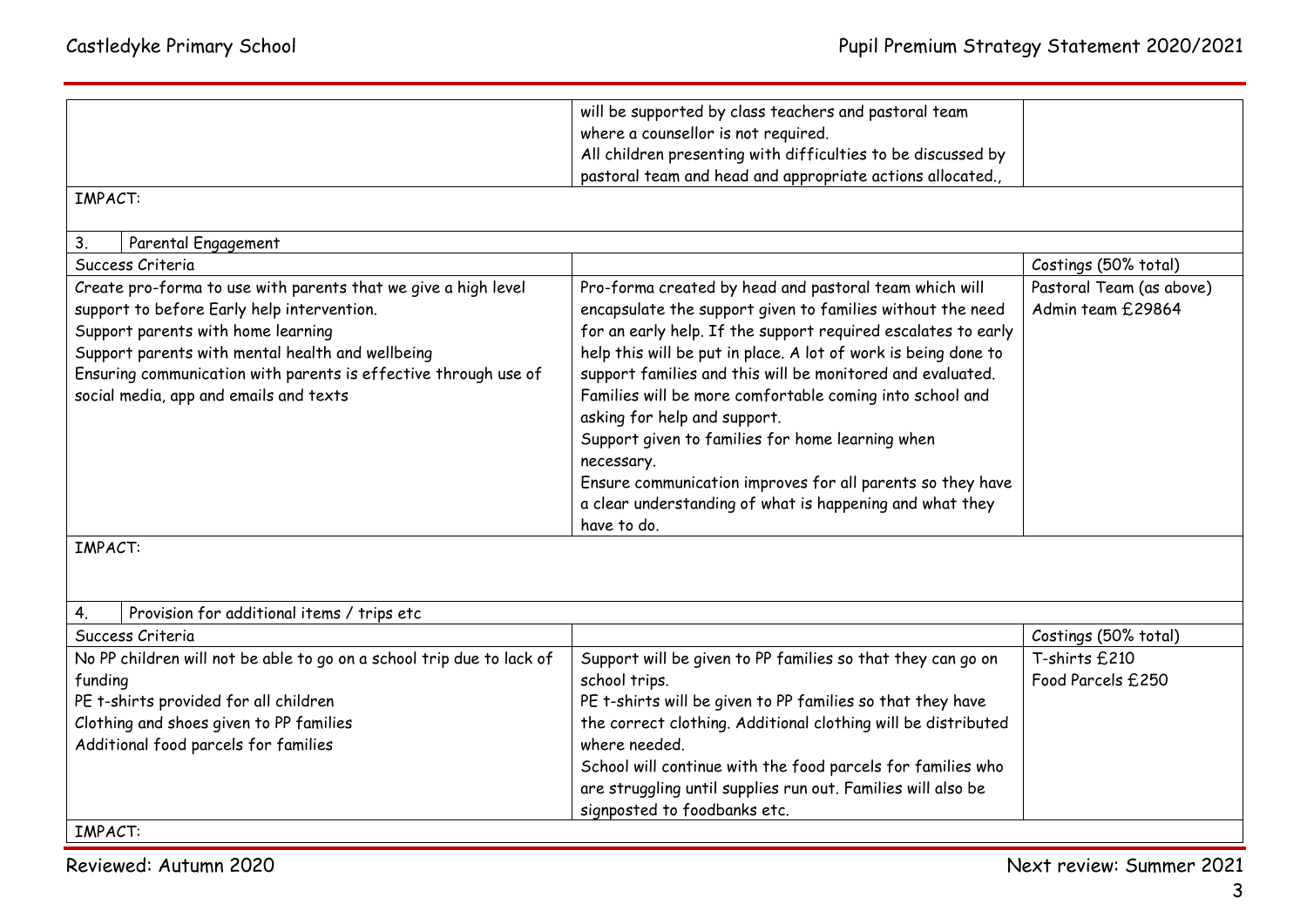| | | |
|---|---|---|
| | will be supported by class teachers and pastoral team where a counsellor is not required.<br>All children presenting with difficulties to be discussed by pastoral team and head and appropriate actions allocated., | |
| IMPACT: | | |

| 3. Parental Engagement | | |
|---|---|---|
| Success Criteria | | Costings (50% total) |
| Create pro-forma to use with parents that we give a high level support to before Early help intervention.<br>Support parents with home learning<br>Support parents with mental health and wellbeing<br>Ensuring communication with parents is effective through use of social media, app and emails and texts | Pro-forma created by head and pastoral team which will encapsulate the support given to families without the need for an early help. If the support required escalates to early help this will be put in place. A lot of work is being done to support families and this will be monitored and evaluated.<br>Families will be more comfortable coming into school and asking for help and support.<br>Support given to families for home learning when necessary.<br>Ensure communication improves for all parents so they have a clear understanding of what is happening and what they have to do. | Pastoral Team (as above)<br>Admin team £29864 |
| IMPACT: | | |

| 4. Provision for additional items / trips etc | | |
|---|---|---|
| Success Criteria | | Costings (50% total) |
| No PP children will not be able to go on a school trip due to lack of funding<br>PE t-shirts provided for all children<br>Clothing and shoes given to PP families<br>Additional food parcels for families | Support will be given to PP families so that they can go on school trips.<br>PE t-shirts will be given to PP families so that they have the correct clothing. Additional clothing will be distributed where needed.<br>School will continue with the food parcels for families who are struggling until supplies run out. Families will also be signposted to foodbanks etc. | T-shirts £210<br>Food Parcels £250 |
| IMPACT: | | |

Reviewed: Autumn 2020 | Next review: Summer 2021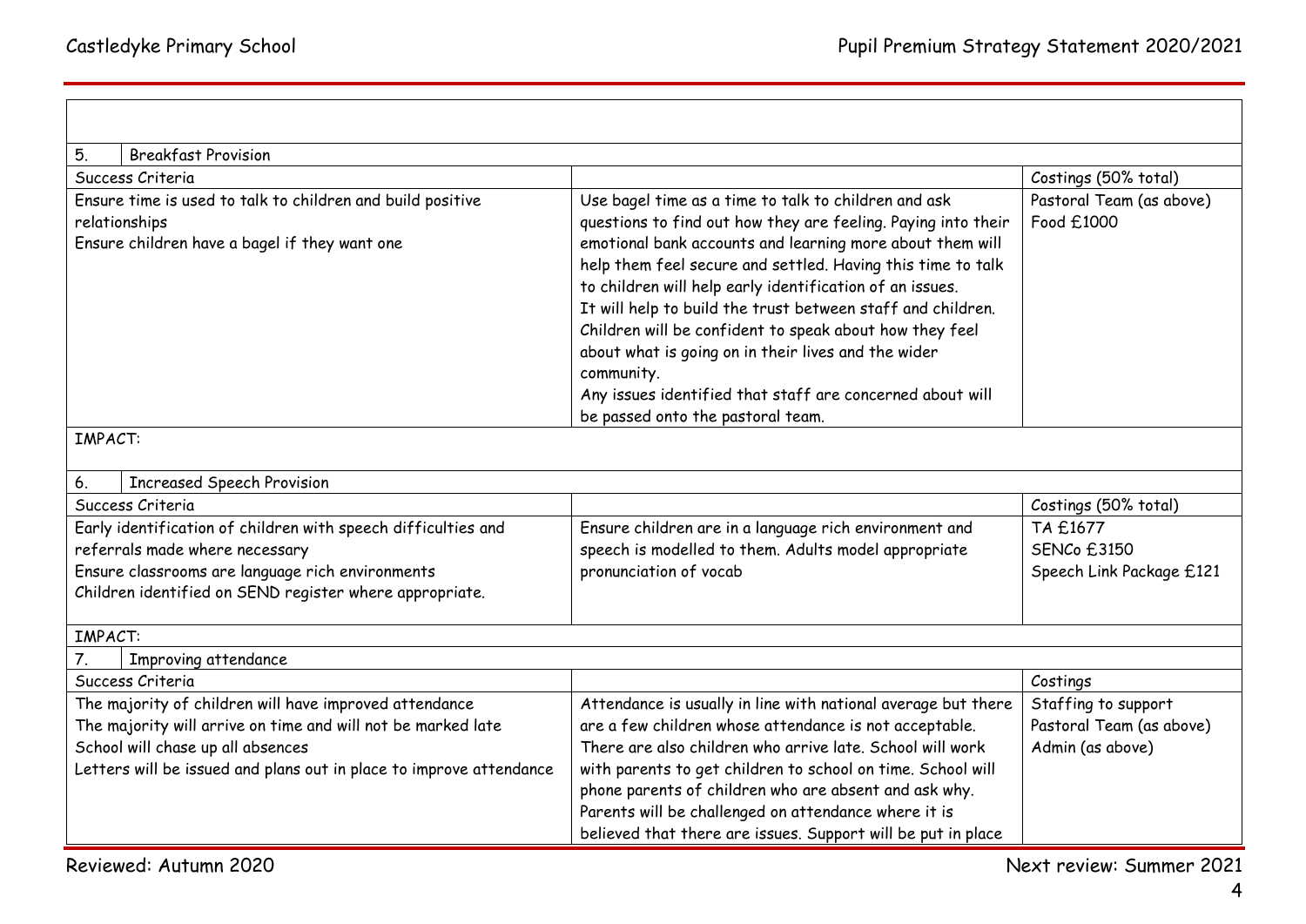| 5. | Breakfast Provision | | |
|---|---|---|---|
| Success Criteria | | | Costings (50% total) |
| Ensure time is used to talk to children and build positive relationships<br>Ensure children have a bagel if they want one | | Use bagel time as a time to talk to children and ask questions to find out how they are feeling. Paying into their emotional bank accounts and learning more about them will help them feel secure and settled. Having this time to talk to children will help early identification of an issues.<br>It will help to build the trust between staff and children. Children will be confident to speak about how they feel about what is going on in their lives and the wider community.<br>Any issues identified that staff are concerned about will be passed onto the pastoral team. | Pastoral Team (as above)<br>Food £1000 |
| IMPACT: | | | |
| 6. | Increased Speech Provision | | |
| Success Criteria | | | Costings (50% total) |
| Early identification of children with speech difficulties and referrals made where necessary<br>Ensure classrooms are language rich environments<br>Children identified on SEND register where appropriate. | | Ensure children are in a language rich environment and speech is modelled to them. Adults model appropriate pronunciation of vocab | TA £1677<br>SENCo £3150<br>Speech Link Package £121 |
| IMPACT: | | | |
| 7. | Improving attendance | | |
| Success Criteria | | | Costings |
| The majority of children will have improved attendance<br>The majority will arrive on time and will not be marked late<br>School will chase up all absences<br>Letters will be issued and plans out in place to improve attendance | | Attendance is usually in line with national average but there are a few children whose attendance is not acceptable. There are also children who arrive late. School will work with parents to get children to school on time. School will phone parents of children who are absent and ask why. Parents will be challenged on attendance where it is believed that there are issues. Support will be put in place | Staffing to support<br>Pastoral Team (as above)<br>Admin (as above) |

Reviewed: Autumn 2020

Next review: Summer 2021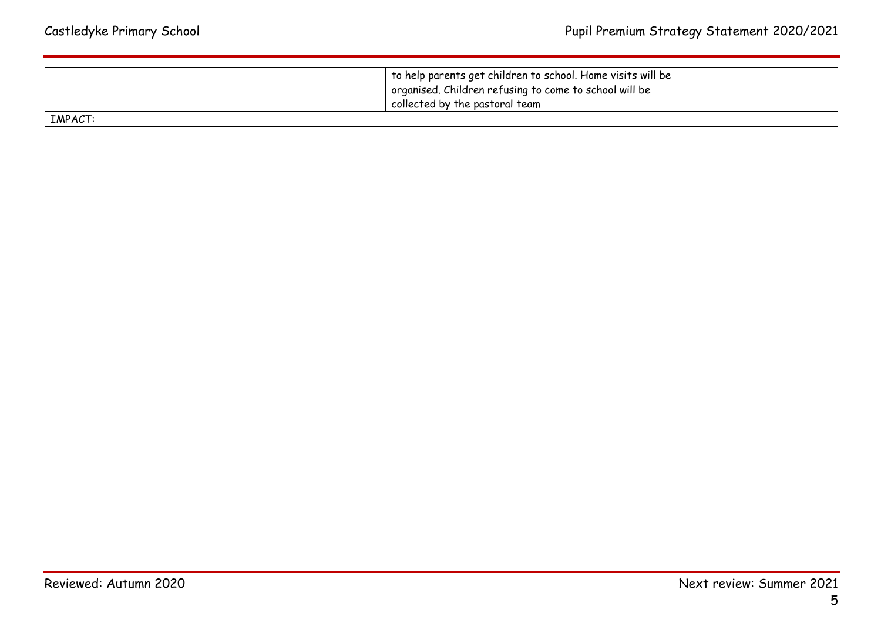| | | |
|---|---|---|
| | to help parents get children to school. Home visits will be organised. Children refusing to come to school will be collected by the pastoral team | |
| IMPACT: | | |